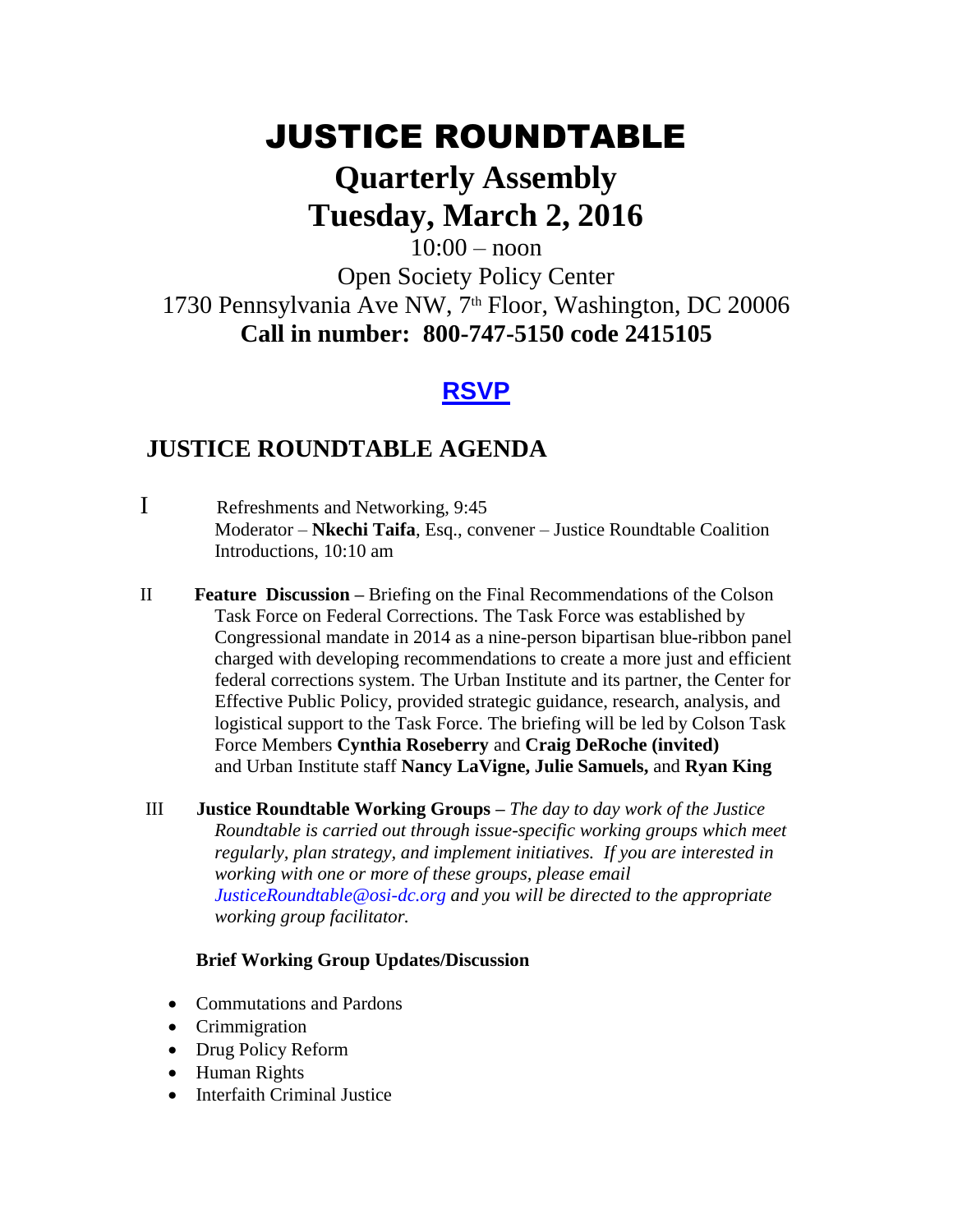# JUSTICE ROUNDTABLE

## Quarterly Assembly

## Tuesday, March 2, 2016

10:00 – noon

Open Society Policy Center

1730 Pennsylvania Ave NW, 7th Floor, Washington, DC 20006

**Call in number: 800-747-5150 code 2415105**

## RSVP

## JUSTICE ROUNDTABLE AGENDA

I Refreshments and Networking, 9:45
Moderator – **Nkechi Taifa**, Esq., convener – Justice Roundtable Coalition
Introductions, 10:10 am

II **Feature Discussion –** Briefing on the Final Recommendations of the Colson Task Force on Federal Corrections. The Task Force was established by Congressional mandate in 2014 as a nine-person bipartisan blue-ribbon panel charged with developing recommendations to create a more just and efficient federal corrections system. The Urban Institute and its partner, the Center for Effective Public Policy, provided strategic guidance, research, analysis, and logistical support to the Task Force. The briefing will be led by Colson Task Force Members **Cynthia Roseberry** and **Craig DeRoche (invited)** and Urban Institute staff **Nancy LaVigne, Julie Samuels,** and **Ryan King**

III **Justice Roundtable Working Groups –** *The day to day work of the Justice Roundtable is carried out through issue-specific working groups which meet regularly, plan strategy, and implement initiatives. If you are interested in working with one or more of these groups, please email JusticeRoundtable@osi-dc.org and you will be directed to the appropriate working group facilitator.*

**Brief Working Group Updates/Discussion**

- Commutations and Pardons
- Crimmigration
- Drug Policy Reform
- Human Rights
- Interfaith Criminal Justice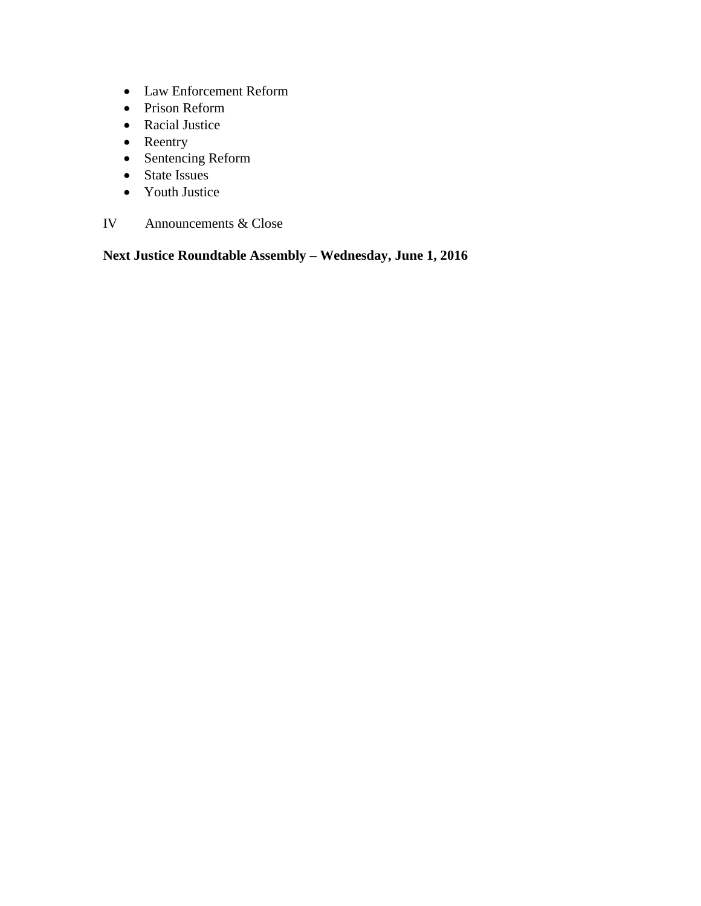- Law Enforcement Reform
- Prison Reform
- Racial Justice
- Reentry
- Sentencing Reform
- State Issues
- Youth Justice

IV Announcements & Close

**Next Justice Roundtable Assembly – Wednesday, June 1, 2016**